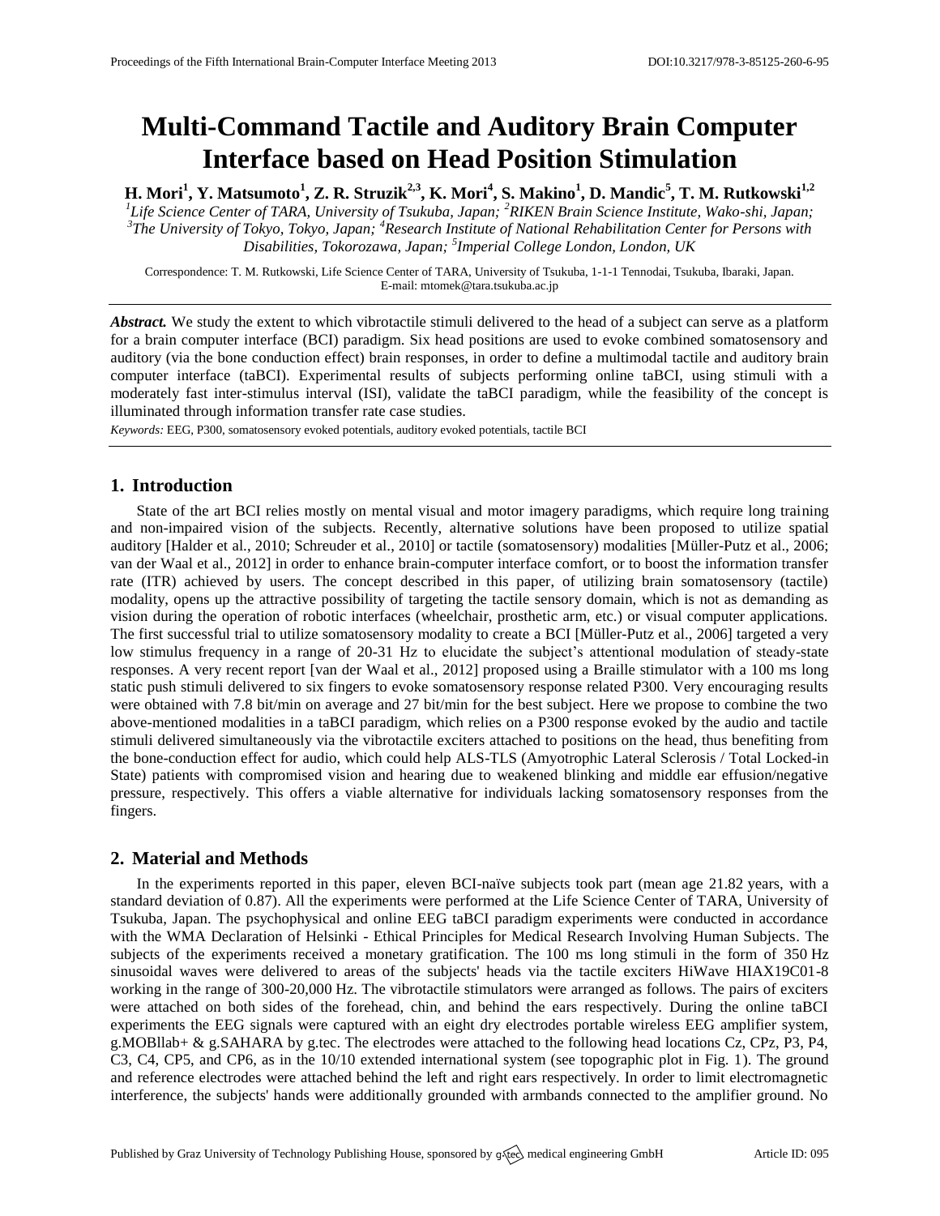# Multi-Command Tactile and Auditory Brain Computer Interface based on Head Position Stimulation

**H. Mori[1], Y. Matsumoto[1], Z. R. Struzik[2,3], K. Mori[4], S. Makino[1], D. Mandic[5], T. M. Rutkowski[1,2]**

[1]*Life Science Center of TARA, University of Tsukuba, Japan;* [2]*RIKEN Brain Science Institute, Wako-shi, Japan;* [3]*The University of Tokyo, Tokyo, Japan;* [4]*Research Institute of National Rehabilitation Center for Persons with Disabilities, Tokorozawa, Japan;* [5]*Imperial College London, London, UK*

Correspondence: T. M. Rutkowski, Life Science Center of TARA, University of Tsukuba, 1-1-1 Tennodai, Tsukuba, Ibaraki, Japan.
E-mail: mtomek@tara.tsukuba.ac.jp

***Abstract.*** We study the extent to which vibrotactile stimuli delivered to the head of a subject can serve as a platform for a brain computer interface (BCI) paradigm. Six head positions are used to evoke combined somatosensory and auditory (via the bone conduction effect) brain responses, in order to define a multimodal tactile and auditory brain computer interface (taBCI). Experimental results of subjects performing online taBCI, using stimuli with a moderately fast inter-stimulus interval (ISI), validate the taBCI paradigm, while the feasibility of the concept is illuminated through information transfer rate case studies.

*Keywords:* EEG, P300, somatosensory evoked potentials, auditory evoked potentials, tactile BCI

## 1. Introduction

State of the art BCI relies mostly on mental visual and motor imagery paradigms, which require long training and non-impaired vision of the subjects. Recently, alternative solutions have been proposed to utilize spatial auditory [Halder et al., 2010; Schreuder et al., 2010] or tactile (somatosensory) modalities [Müller-Putz et al., 2006; van der Waal et al., 2012] in order to enhance brain-computer interface comfort, or to boost the information transfer rate (ITR) achieved by users. The concept described in this paper, of utilizing brain somatosensory (tactile) modality, opens up the attractive possibility of targeting the tactile sensory domain, which is not as demanding as vision during the operation of robotic interfaces (wheelchair, prosthetic arm, etc.) or visual computer applications. The first successful trial to utilize somatosensory modality to create a BCI [Müller-Putz et al., 2006] targeted a very low stimulus frequency in a range of 20-31 Hz to elucidate the subject's attentional modulation of steady-state responses. A very recent report [van der Waal et al., 2012] proposed using a Braille stimulator with a 100 ms long static push stimuli delivered to six fingers to evoke somatosensory response related P300. Very encouraging results were obtained with 7.8 bit/min on average and 27 bit/min for the best subject. Here we propose to combine the two above-mentioned modalities in a taBCI paradigm, which relies on a P300 response evoked by the audio and tactile stimuli delivered simultaneously via the vibrotactile exciters attached to positions on the head, thus benefiting from the bone-conduction effect for audio, which could help ALS-TLS (Amyotrophic Lateral Sclerosis / Total Locked-in State) patients with compromised vision and hearing due to weakened blinking and middle ear effusion/negative pressure, respectively. This offers a viable alternative for individuals lacking somatosensory responses from the fingers.

## 2. Material and Methods

In the experiments reported in this paper, eleven BCI-naïve subjects took part (mean age 21.82 years, with a standard deviation of 0.87). All the experiments were performed at the Life Science Center of TARA, University of Tsukuba, Japan. The psychophysical and online EEG taBCI paradigm experiments were conducted in accordance with the WMA Declaration of Helsinki - Ethical Principles for Medical Research Involving Human Subjects. The subjects of the experiments received a monetary gratification. The 100 ms long stimuli in the form of 350 Hz sinusoidal waves were delivered to areas of the subjects' heads via the tactile exciters HiWave HIAX19C01-8 working in the range of 300-20,000 Hz. The vibrotactile stimulators were arranged as follows. The pairs of exciters were attached on both sides of the forehead, chin, and behind the ears respectively. During the online taBCI experiments the EEG signals were captured with an eight dry electrodes portable wireless EEG amplifier system, g.MOBllab+ & g.SAHARA by g.tec. The electrodes were attached to the following head locations Cz, CPz, P3, P4, C3, C4, CP5, and CP6, as in the 10/10 extended international system (see topographic plot in Fig. 1). The ground and reference electrodes were attached behind the left and right ears respectively. In order to limit electromagnetic interference, the subjects' hands were additionally grounded with armbands connected to the amplifier ground. No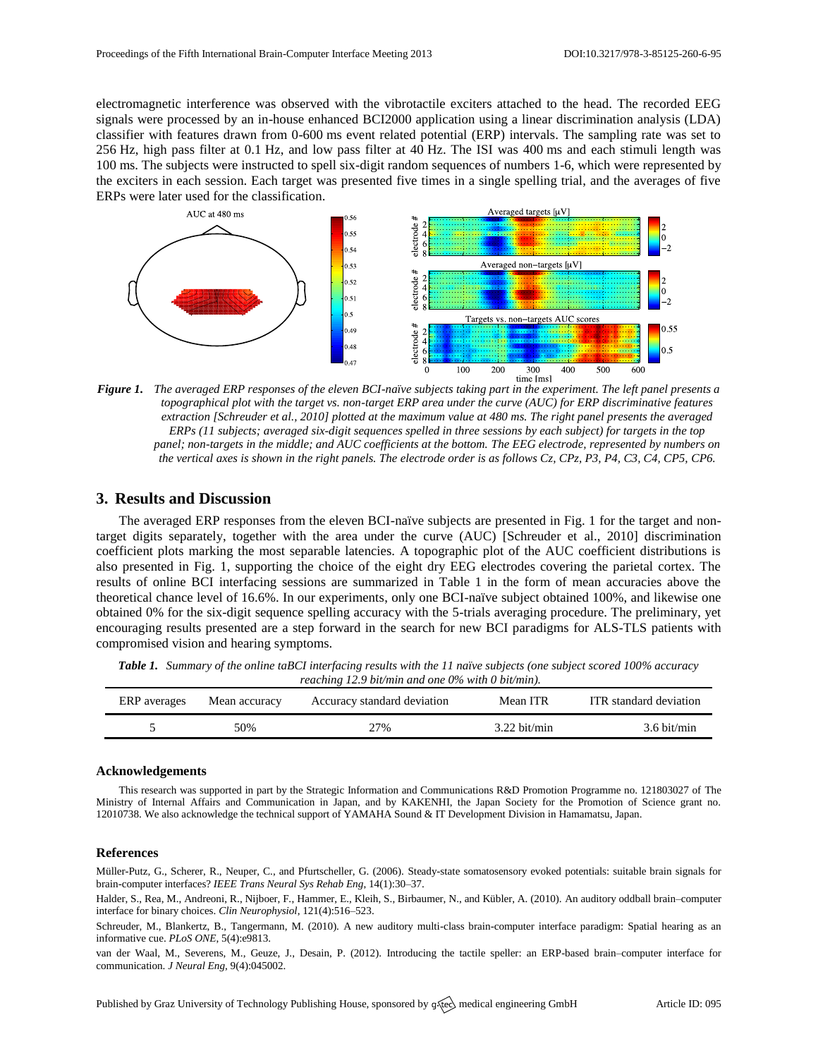electromagnetic interference was observed with the vibrotactile exciters attached to the head. The recorded EEG signals were processed by an in-house enhanced BCI2000 application using a linear discrimination analysis (LDA) classifier with features drawn from 0-600 ms event related potential (ERP) intervals. The sampling rate was set to 256 Hz, high pass filter at 0.1 Hz, and low pass filter at 40 Hz. The ISI was 400 ms and each stimuli length was 100 ms. The subjects were instructed to spell six-digit random sequences of numbers 1-6, which were represented by the exciters in each session. Each target was presented five times in a single spelling trial, and the averages of five ERPs were later used for the classification.

AUC at 480 ms

0.56
0.55
0.54
0.53
0.52
0.51
0.5
0.49
0.48
0.47

Averaged targets [μV]

Averaged non−targets [μV]

Targets vs. non−targets AUC scores

electrode #

time [ms]

***Figure 1.*** *The averaged ERP responses of the eleven BCI-naïve subjects taking part in the experiment. The left panel presents a topographical plot with the target vs. non-target ERP area under the curve (AUC) for ERP discriminative features extraction [Schreuder et al., 2010] plotted at the maximum value at 480 ms. The right panel presents the averaged ERPs (11 subjects; averaged six-digit sequences spelled in three sessions by each subject) for targets in the top panel; non-targets in the middle; and AUC coefficients at the bottom. The EEG electrode, represented by numbers on the vertical axes is shown in the right panels. The electrode order is as follows Cz, CPz, P3, P4, C3, C4, CP5, CP6.*

## 3. Results and Discussion

The averaged ERP responses from the eleven BCI-naïve subjects are presented in Fig. 1 for the target and non-target digits separately, together with the area under the curve (AUC) [Schreuder et al., 2010] discrimination coefficient plots marking the most separable latencies. A topographic plot of the AUC coefficient distributions is also presented in Fig. 1, supporting the choice of the eight dry EEG electrodes covering the parietal cortex. The results of online BCI interfacing sessions are summarized in Table 1 in the form of mean accuracies above the theoretical chance level of 16.6%. In our experiments, only one BCI-naïve subject obtained 100%, and likewise one obtained 0% for the six-digit sequence spelling accuracy with the 5-trials averaging procedure. The preliminary, yet encouraging results presented are a step forward in the search for new BCI paradigms for ALS-TLS patients with compromised vision and hearing symptoms.

***Table 1.*** *Summary of the online taBCI interfacing results with the 11 naïve subjects (one subject scored 100% accuracy reaching 12.9 bit/min and one 0% with 0 bit/min).*

| ERP averages | Mean accuracy | Accuracy standard deviation | Mean ITR | ITR standard deviation |
|---|---|---|---|---|
| 5 | 50% | 27% | 3.22 bit/min | 3.6 bit/min |

#### Acknowledgements

This research was supported in part by the Strategic Information and Communications R&D Promotion Programme no. 121803027 of The Ministry of Internal Affairs and Communication in Japan, and by KAKENHI, the Japan Society for the Promotion of Science grant no. 12010738. We also acknowledge the technical support of YAMAHA Sound & IT Development Division in Hamamatsu, Japan.

#### References

Müller-Putz, G., Scherer, R., Neuper, C., and Pfurtscheller, G. (2006). Steady-state somatosensory evoked potentials: suitable brain signals for brain-computer interfaces? *IEEE Trans Neural Sys Rehab Eng*, 14(1):30–37.

Halder, S., Rea, M., Andreoni, R., Nijboer, F., Hammer, E., Kleih, S., Birbaumer, N., and Kübler, A. (2010). An auditory oddball brain–computer interface for binary choices. *Clin Neurophysiol*, 121(4):516–523.

Schreuder, M., Blankertz, B., Tangermann, M. (2010). A new auditory multi-class brain-computer interface paradigm: Spatial hearing as an informative cue. *PLoS ONE*, 5(4):e9813.

van der Waal, M., Severens, M., Geuze, J., Desain, P. (2012). Introducing the tactile speller: an ERP-based brain–computer interface for communication. *J Neural Eng*, 9(4):045002.